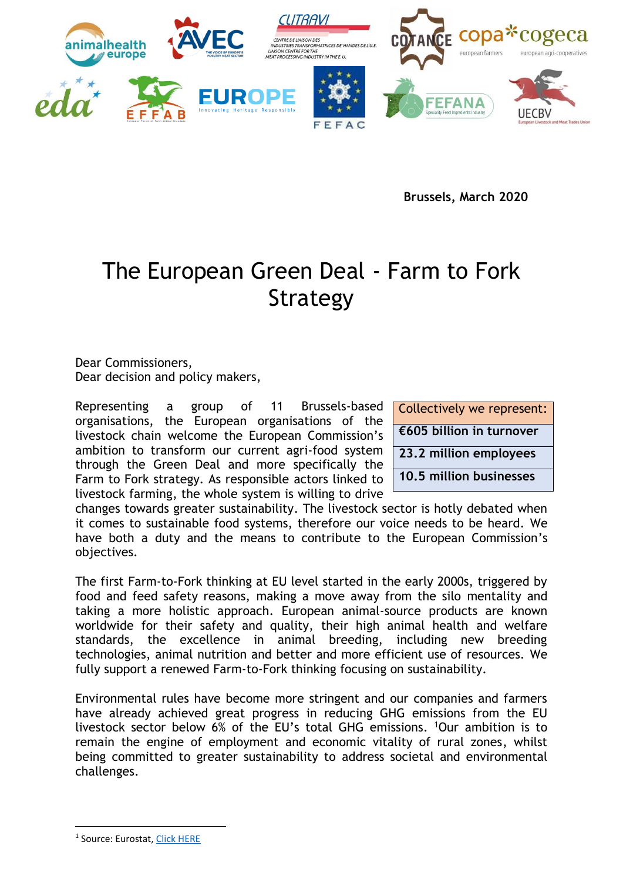Brussels, March 2020

# The European Green Deal - Farm to Fork Strategy

Dear Commissioners,
Dear decision and policy makers,

| Collectively we represent: |
|---|
| **€605 billion in turnover** |
| **23.2 million employees** |
| **10.5 million businesses** |

Representing a group of 11 Brussels-based organisations, the European organisations of the livestock chain welcome the European Commission's ambition to transform our current agri-food system through the Green Deal and more specifically the Farm to Fork strategy. As responsible actors linked to livestock farming, the whole system is willing to drive changes towards greater sustainability. The livestock sector is hotly debated when it comes to sustainable food systems, therefore our voice needs to be heard. We have both a duty and the means to contribute to the European Commission's objectives.

The first Farm-to-Fork thinking at EU level started in the early 2000s, triggered by food and feed safety reasons, making a move away from the silo mentality and taking a more holistic approach. European animal-source products are known worldwide for their safety and quality, their high animal health and welfare standards, the excellence in animal breeding, including new breeding technologies, animal nutrition and better and more efficient use of resources. We fully support a renewed Farm-to-Fork thinking focusing on sustainability.

Environmental rules have become more stringent and our companies and farmers have already achieved great progress in reducing GHG emissions from the EU livestock sector below 6% of the EU's total GHG emissions. [1]Our ambition is to remain the engine of employment and economic vitality of rural zones, whilst being committed to greater sustainability to address societal and environmental challenges.

[1] Source: Eurostat, Click HERE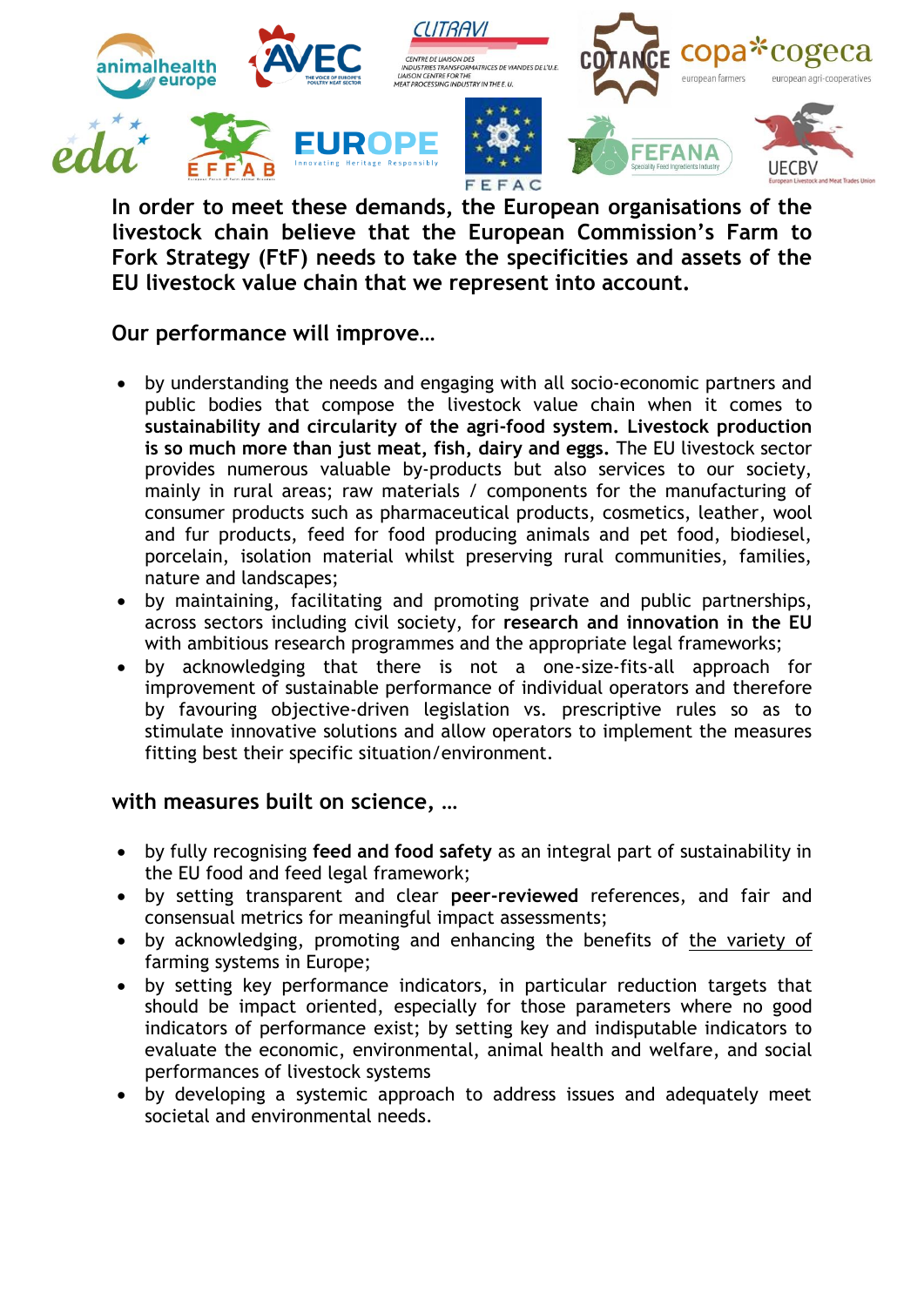**In order to meet these demands, the European organisations of the livestock chain believe that the European Commission's Farm to Fork Strategy (FtF) needs to take the specificities and assets of the EU livestock value chain that we represent into account.**

## Our performance will improve…

- by understanding the needs and engaging with all socio-economic partners and public bodies that compose the livestock value chain when it comes to **sustainability and circularity of the agri-food system. Livestock production is so much more than just meat, fish, dairy and eggs.** The EU livestock sector provides numerous valuable by-products but also services to our society, mainly in rural areas; raw materials / components for the manufacturing of consumer products such as pharmaceutical products, cosmetics, leather, wool and fur products, feed for food producing animals and pet food, biodiesel, porcelain, isolation material whilst preserving rural communities, families, nature and landscapes;
- by maintaining, facilitating and promoting private and public partnerships, across sectors including civil society, for **research and innovation in the EU** with ambitious research programmes and the appropriate legal frameworks;
- by acknowledging that there is not a one-size-fits-all approach for improvement of sustainable performance of individual operators and therefore by favouring objective-driven legislation vs. prescriptive rules so as to stimulate innovative solutions and allow operators to implement the measures fitting best their specific situation/environment.

## with measures built on science, …

- by fully recognising **feed and food safety** as an integral part of sustainability in the EU food and feed legal framework;
- by setting transparent and clear **peer-reviewed** references, and fair and consensual metrics for meaningful impact assessments;
- by acknowledging, promoting and enhancing the benefits of <u>the variety of</u> farming systems in Europe;
- by setting key performance indicators, in particular reduction targets that should be impact oriented, especially for those parameters where no good indicators of performance exist; by setting key and indisputable indicators to evaluate the economic, environmental, animal health and welfare, and social performances of livestock systems
- by developing a systemic approach to address issues and adequately meet societal and environmental needs.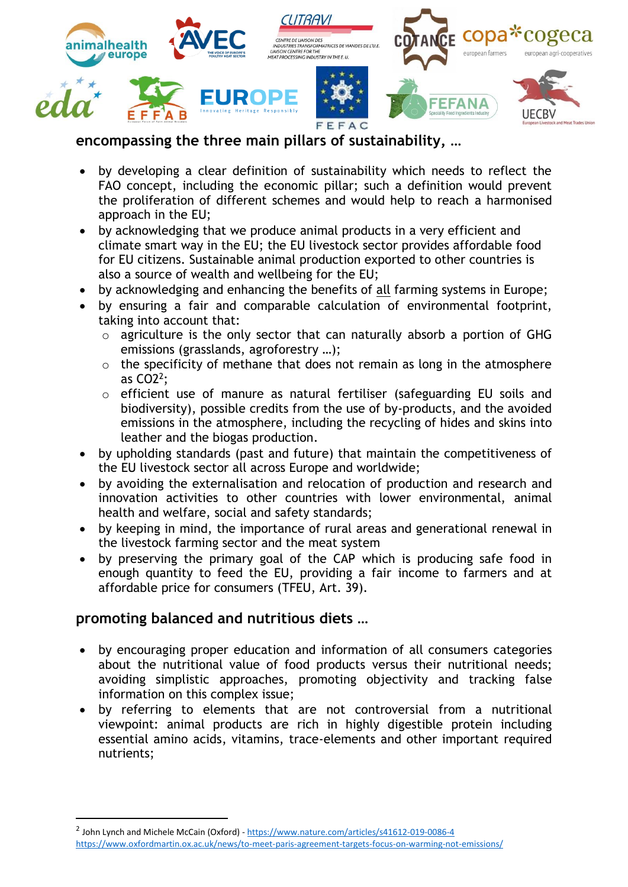## encompassing the three main pillars of sustainability, …

- by developing a clear definition of sustainability which needs to reflect the FAO concept, including the economic pillar; such a definition would prevent the proliferation of different schemes and would help to reach a harmonised approach in the EU;
- by acknowledging that we produce animal products in a very efficient and climate smart way in the EU; the EU livestock sector provides affordable food for EU citizens. Sustainable animal production exported to other countries is also a source of wealth and wellbeing for the EU;
- by acknowledging and enhancing the benefits of <u>all</u> farming systems in Europe;
- by ensuring a fair and comparable calculation of environmental footprint, taking into account that:
  - agriculture is the only sector that can naturally absorb a portion of GHG emissions (grasslands, agroforestry …);
  - the specificity of methane that does not remain as long in the atmosphere as CO2[2];
  - efficient use of manure as natural fertiliser (safeguarding EU soils and biodiversity), possible credits from the use of by-products, and the avoided emissions in the atmosphere, including the recycling of hides and skins into leather and the biogas production.
- by upholding standards (past and future) that maintain the competitiveness of the EU livestock sector all across Europe and worldwide;
- by avoiding the externalisation and relocation of production and research and innovation activities to other countries with lower environmental, animal health and welfare, social and safety standards;
- by keeping in mind, the importance of rural areas and generational renewal in the livestock farming sector and the meat system
- by preserving the primary goal of the CAP which is producing safe food in enough quantity to feed the EU, providing a fair income to farmers and at affordable price for consumers (TFEU, Art. 39).

## promoting balanced and nutritious diets …

- by encouraging proper education and information of all consumers categories about the nutritional value of food products versus their nutritional needs; avoiding simplistic approaches, promoting objectivity and tracking false information on this complex issue;
- by referring to elements that are not controversial from a nutritional viewpoint: animal products are rich in highly digestible protein including essential amino acids, vitamins, trace-elements and other important required nutrients;

---

[2] John Lynch and Michele McCain (Oxford) - https://www.nature.com/articles/s41612-019-0086-4
https://www.oxfordmartin.ox.ac.uk/news/to-meet-paris-agreement-targets-focus-on-warming-not-emissions/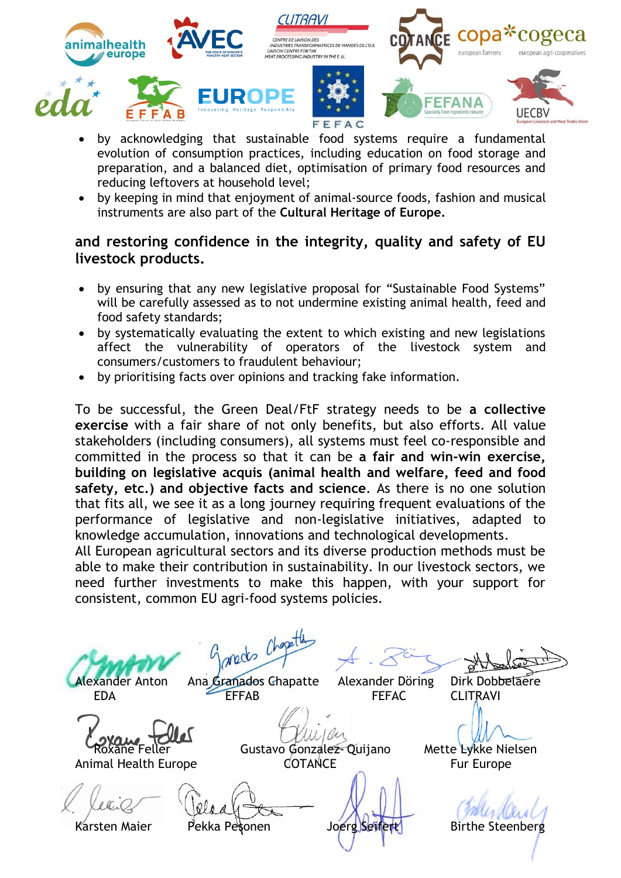- by acknowledging that sustainable food systems require a fundamental evolution of consumption practices, including education on food storage and preparation, and a balanced diet, optimisation of primary food resources and reducing leftovers at household level;
- by keeping in mind that enjoyment of animal-source foods, fashion and musical instruments are also part of the **Cultural Heritage of Europe.**

**and restoring confidence in the integrity, quality and safety of EU livestock products.**

- by ensuring that any new legislative proposal for "Sustainable Food Systems" will be carefully assessed as to not undermine existing animal health, feed and food safety standards;
- by systematically evaluating the extent to which existing and new legislations affect the vulnerability of operators of the livestock system and consumers/customers to fraudulent behaviour;
- by prioritising facts over opinions and tracking fake information.

To be successful, the Green Deal/FtF strategy needs to be **a collective exercise** with a fair share of not only benefits, but also efforts. All value stakeholders (including consumers), all systems must feel co-responsible and committed in the process so that it can be **a fair and win-win exercise, building on legislative acquis (animal health and welfare, feed and food safety, etc.) and objective facts and science**. As there is no one solution that fits all, we see it as a long journey requiring frequent evaluations of the performance of legislative and non-legislative initiatives, adapted to knowledge accumulation, innovations and technological developments.

All European agricultural sectors and its diverse production methods must be able to make their contribution in sustainability. In our livestock sectors, we need further investments to make this happen, with your support for consistent, common EU agri-food systems policies.

| | | | |
|---|---|---|---|
| Alexander Anton<br>EDA | Ana Granados Chapatte<br>EFFAB | Alexander Döring<br>FEFAC | Dirk Dobbelaere<br>CLITRAVI |
| Roxane Feller<br>Animal Health Europe | Gustavo González-Quijano<br>COTANCE | | Mette Lykke Nielsen<br>Fur Europe |
| Karsten Maier | Pekka Pesonen | Joerg Seifert | Birthe Steenberg |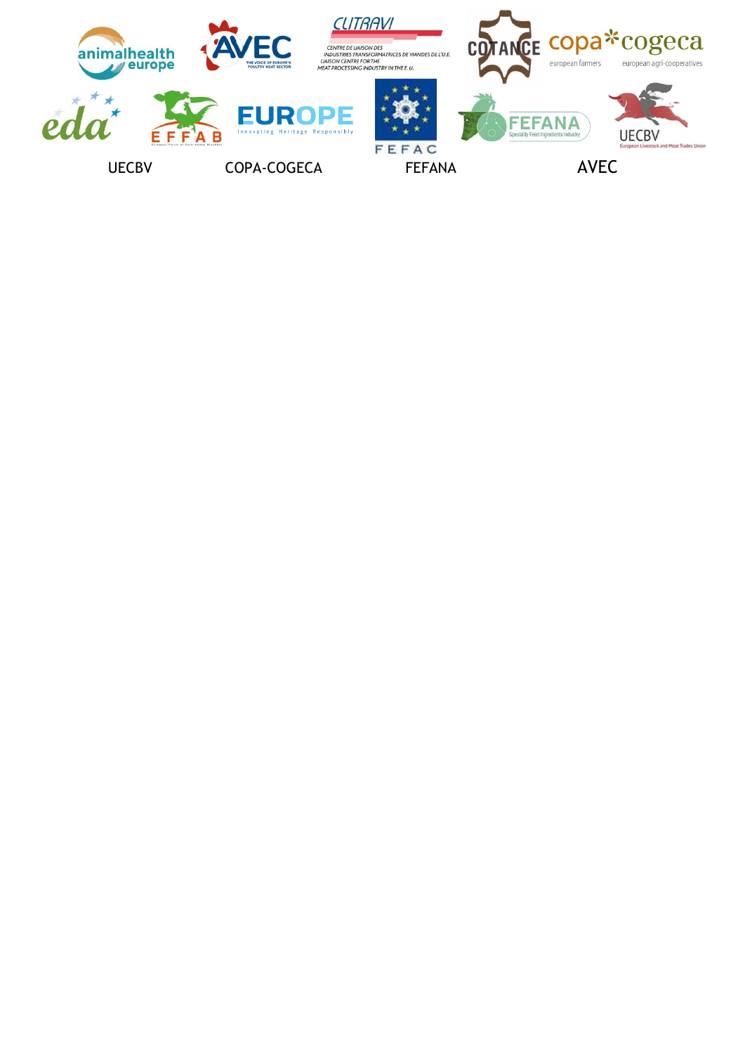UECBV COPA-COGECA FEFANA AVEC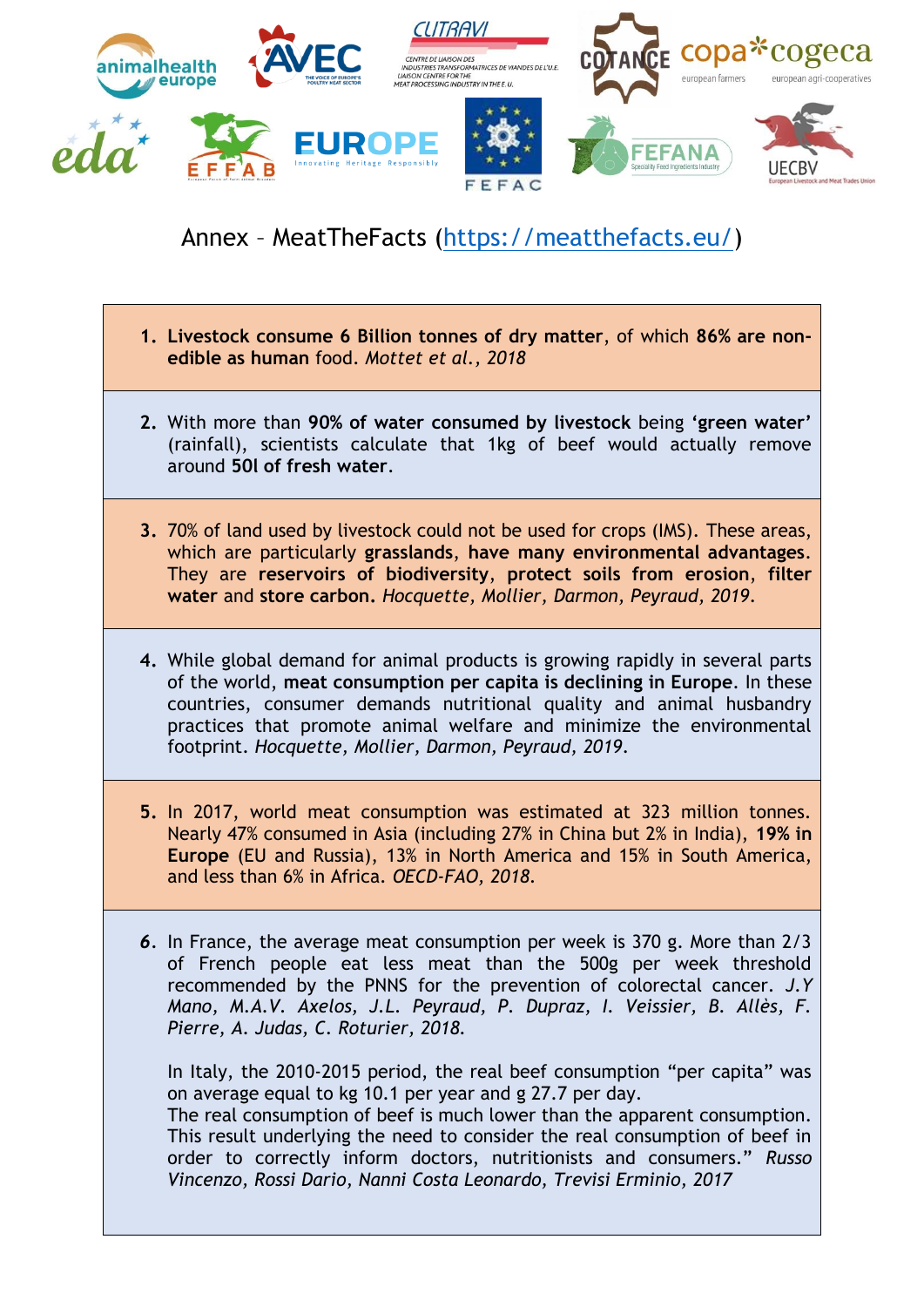# Annex – MeatTheFacts ([https://meatthefacts.eu/](https://meatthefacts.eu/))

1. **Livestock consume 6 Billion tonnes of dry matter**, of which **86% are non-edible as human** food. *Mottet et al., 2018*

2. With more than **90% of water consumed by livestock** being **'green water'** (rainfall), scientists calculate that 1kg of beef would actually remove around **50l of fresh water**.

3. 70% of land used by livestock could not be used for crops (IMS). These areas, which are particularly **grasslands**, **have many environmental advantages**. They are **reservoirs of biodiversity**, **protect soils from erosion**, **filter water** and **store carbon.** *Hocquette, Mollier, Darmon, Peyraud, 2019.*

4. While global demand for animal products is growing rapidly in several parts of the world, **meat consumption per capita is declining in Europe**. In these countries, consumer demands nutritional quality and animal husbandry practices that promote animal welfare and minimize the environmental footprint. *Hocquette, Mollier, Darmon, Peyraud, 2019.*

5. In 2017, world meat consumption was estimated at 323 million tonnes. Nearly 47% consumed in Asia (including 27% in China but 2% in India), **19% in Europe** (EU and Russia), 13% in North America and 15% in South America, and less than 6% in Africa. *OECD-FAO, 2018.*

6. In France, the average meat consumption per week is 370 g. More than 2/3 of French people eat less meat than the 500g per week threshold recommended by the PNNS for the prevention of colorectal cancer. *J.Y Mano, M.A.V. Axelos, J.L. Peyraud, P. Dupraz, I. Veissier, B. Allès, F. Pierre, A. Judas, C. Roturier, 2018.*

   In Italy, the 2010-2015 period, the real beef consumption "per capita" was on average equal to kg 10.1 per year and g 27.7 per day.
   The real consumption of beef is much lower than the apparent consumption. This result underlying the need to consider the real consumption of beef in order to correctly inform doctors, nutritionists and consumers." *Russo Vincenzo, Rossi Dario, Nanni Costa Leonardo, Trevisi Erminio, 2017*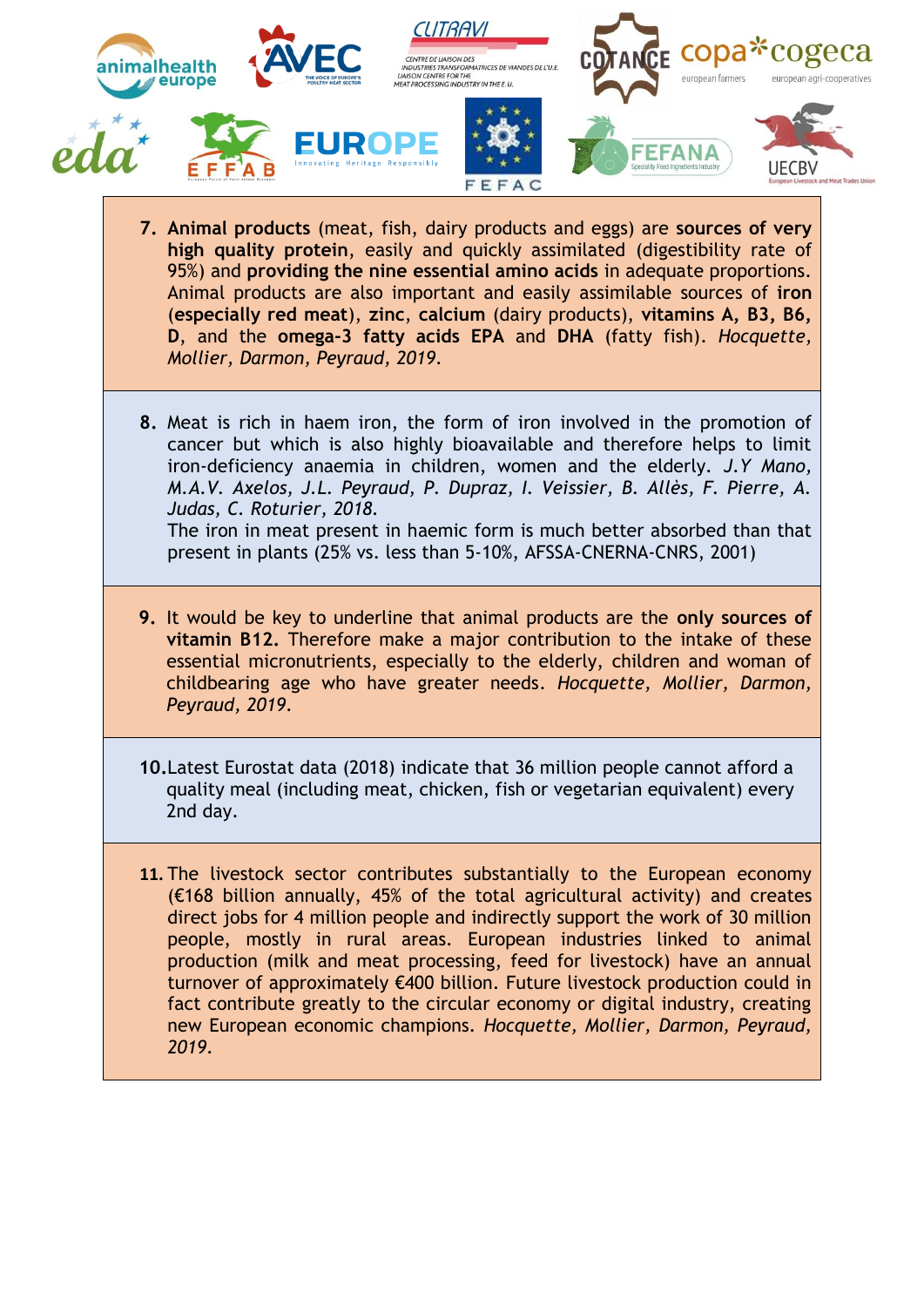7. **Animal products** (meat, fish, dairy products and eggs) are **sources of very high quality protein**, easily and quickly assimilated (digestibility rate of 95%) and **providing the nine essential amino acids** in adequate proportions. Animal products are also important and easily assimilable sources of **iron** (**especially red meat**), **zinc**, **calcium** (dairy products), **vitamins A, B3, B6, D**, and the **omega-3 fatty acids EPA** and **DHA** (fatty fish). *Hocquette, Mollier, Darmon, Peyraud, 2019.*

8. Meat is rich in haem iron, the form of iron involved in the promotion of cancer but which is also highly bioavailable and therefore helps to limit iron-deficiency anaemia in children, women and the elderly. *J.Y Mano, M.A.V. Axelos, J.L. Peyraud, P. Dupraz, I. Veissier, B. Allès, F. Pierre, A. Judas, C. Roturier, 2018.*
   The iron in meat present in haemic form is much better absorbed than that present in plants (25% vs. less than 5-10%, AFSSA-CNERNA-CNRS, 2001)

9. It would be key to underline that animal products are the **only sources of vitamin B12.** Therefore make a major contribution to the intake of these essential micronutrients, especially to the elderly, children and woman of childbearing age who have greater needs. *Hocquette, Mollier, Darmon, Peyraud, 2019.*

10. Latest Eurostat data (2018) indicate that 36 million people cannot afford a quality meal (including meat, chicken, fish or vegetarian equivalent) every 2nd day.

11. The livestock sector contributes substantially to the European economy (€168 billion annually, 45% of the total agricultural activity) and creates direct jobs for 4 million people and indirectly support the work of 30 million people, mostly in rural areas. European industries linked to animal production (milk and meat processing, feed for livestock) have an annual turnover of approximately €400 billion. Future livestock production could in fact contribute greatly to the circular economy or digital industry, creating new European economic champions. *Hocquette, Mollier, Darmon, Peyraud, 2019.*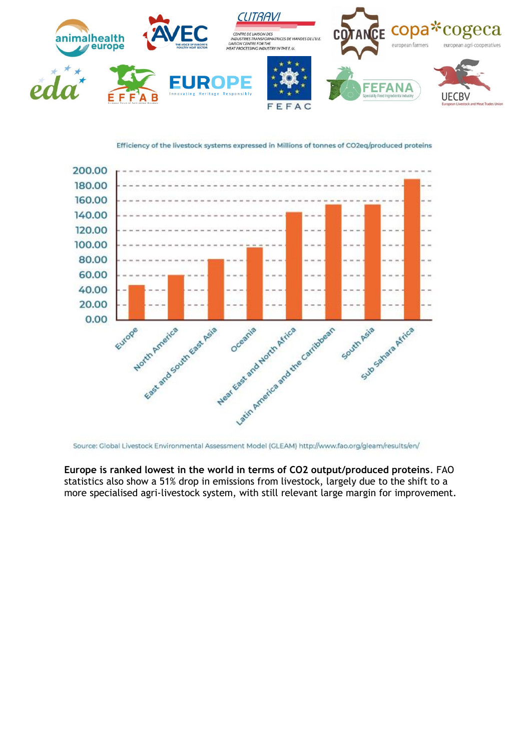Efficiency of the livestock systems expressed in Millions of tonnes of CO2eq/produced proteins

Source: Global Livestock Environmental Assessment Model (GLEAM) http://www.fao.org/gleam/results/en/

**Europe is ranked lowest in the world in terms of CO2 output/produced proteins**. FAO statistics also show a 51% drop in emissions from livestock, largely due to the shift to a more specialised agri-livestock system, with still relevant large margin for improvement.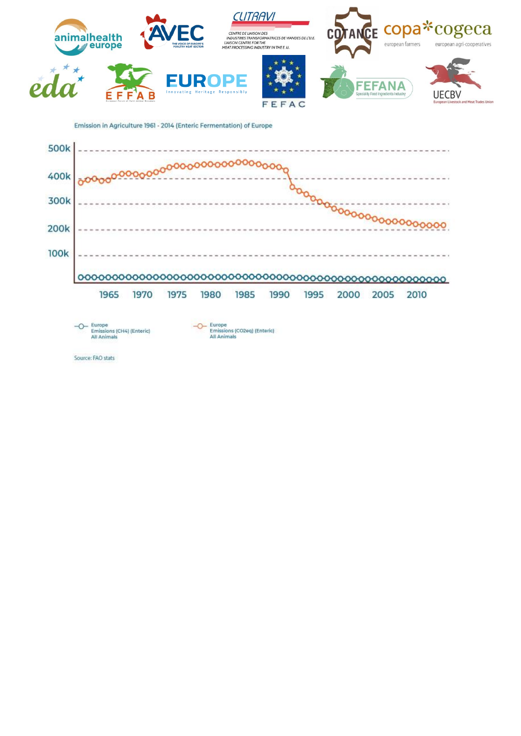animalhealth europe

AVEC THE VOICE OF EUROPE'S POULTRY MEAT SECTOR

CLITRAVI CENTRE DE LIAISON DES INDUSTRIES TRANSFORMATRICES DE VIANDES DE L'U.E. LIAISON CENTRE FOR THE MEAT PROCESSING INDUSTRY IN THE E.U.

COTANCE

copa european farmers

cogeca european agri-cooperatives

eda

EFFAB

EUROPE Innovating Heritage Responsibly

FEFAC

FEFANA Specialty Feed Ingredients Industry

UECBV European Livestock and Meat Trades Union

Emission in Agriculture 1961 - 2014 (Enteric Fermentation) of Europe

500k
400k
300k
200k
100k

1965 1970 1975 1980 1985 1990 1995 2000 2005 2010

Europe Emissions (CH4) (Enteric) All Animals

Europe Emissions (CO2eq) (Enteric) All Animals

Source: FAO stats